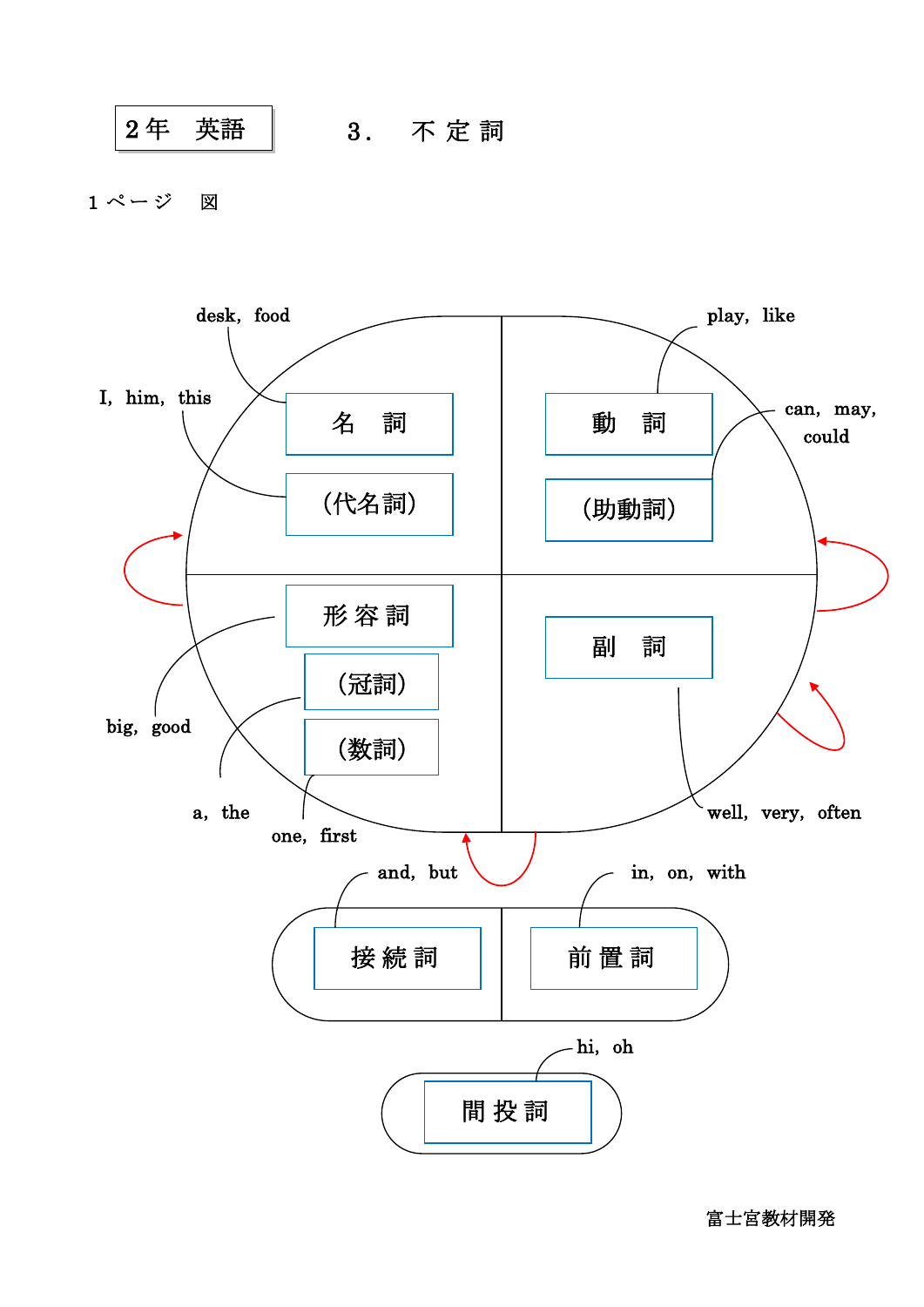2年　英語

# 3．　不定詞

1ページ　図

- 名　詞 — desk, food
- （代名詞） — I, him, this
- 動　詞 — play, like
- （助動詞） — can, may, could
- 形容詞 — big, good
- （冠詞） — a, the
- （数詞） — one, first
- 副　詞 — well, very, often
- 接続詞 — and, but
- 前置詞 — in, on, with
- 間投詞 — hi, oh

富士宮教材開発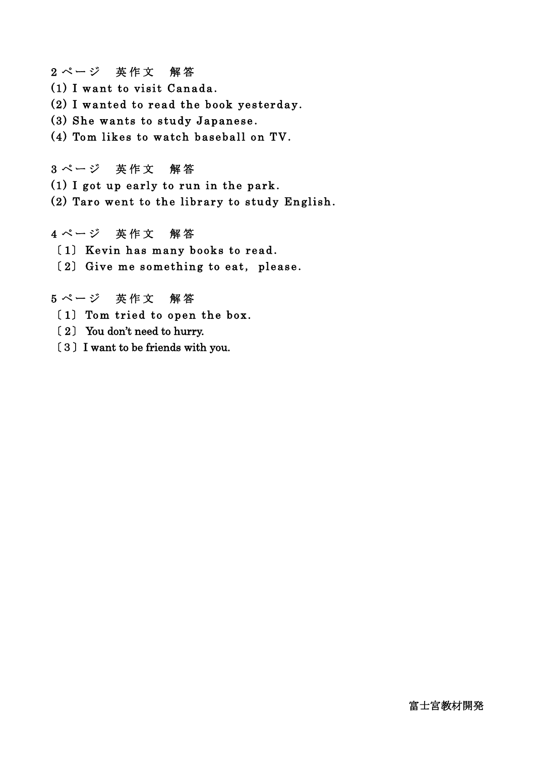2ページ　英作文　解答

(1) I want to visit Canada.
(2) I wanted to read the book yesterday.
(3) She wants to study Japanese.
(4) Tom likes to watch baseball on TV.

3ページ　英作文　解答

(1) I got up early to run in the park.
(2) Taro went to the library to study English.

4ページ　英作文　解答

〔1〕Kevin has many books to read.
〔2〕Give me something to eat, please.

5ページ　英作文　解答

〔1〕Tom tried to open the box.
〔2〕You don't need to hurry.
〔3〕I want to be friends with you.

富士宮教材開発